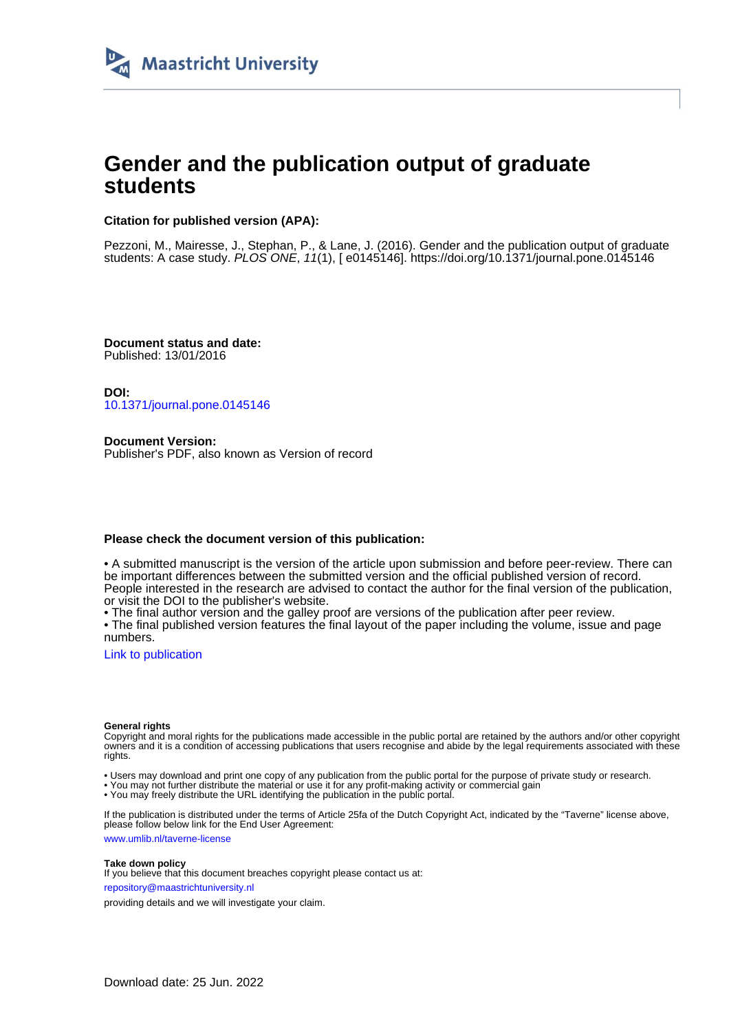Maastricht University

# Gender and the publication output of graduate students

**Citation for published version (APA):**

Pezzoni, M., Mairesse, J., Stephan, P., & Lane, J. (2016). Gender and the publication output of graduate students: A case study. *PLOS ONE*, *11*(1), [ e0145146]. https://doi.org/10.1371/journal.pone.0145146

**Document status and date:**
Published: 13/01/2016

**DOI:**
10.1371/journal.pone.0145146

**Document Version:**
Publisher's PDF, also known as Version of record

**Please check the document version of this publication:**

• A submitted manuscript is the version of the article upon submission and before peer-review. There can be important differences between the submitted version and the official published version of record. People interested in the research are advised to contact the author for the final version of the publication, or visit the DOI to the publisher's website.
• The final author version and the galley proof are versions of the publication after peer review.
• The final published version features the final layout of the paper including the volume, issue and page numbers.

Link to publication

**General rights**
Copyright and moral rights for the publications made accessible in the public portal are retained by the authors and/or other copyright owners and it is a condition of accessing publications that users recognise and abide by the legal requirements associated with these rights.

• Users may download and print one copy of any publication from the public portal for the purpose of private study or research.
• You may not further distribute the material or use it for any profit-making activity or commercial gain
• You may freely distribute the URL identifying the publication in the public portal.

If the publication is distributed under the terms of Article 25fa of the Dutch Copyright Act, indicated by the "Taverne" license above, please follow below link for the End User Agreement:

www.umlib.nl/taverne-license

**Take down policy**
If you believe that this document breaches copyright please contact us at:

repository@maastrichtuniversity.nl

providing details and we will investigate your claim.

Download date: 25 Jun. 2022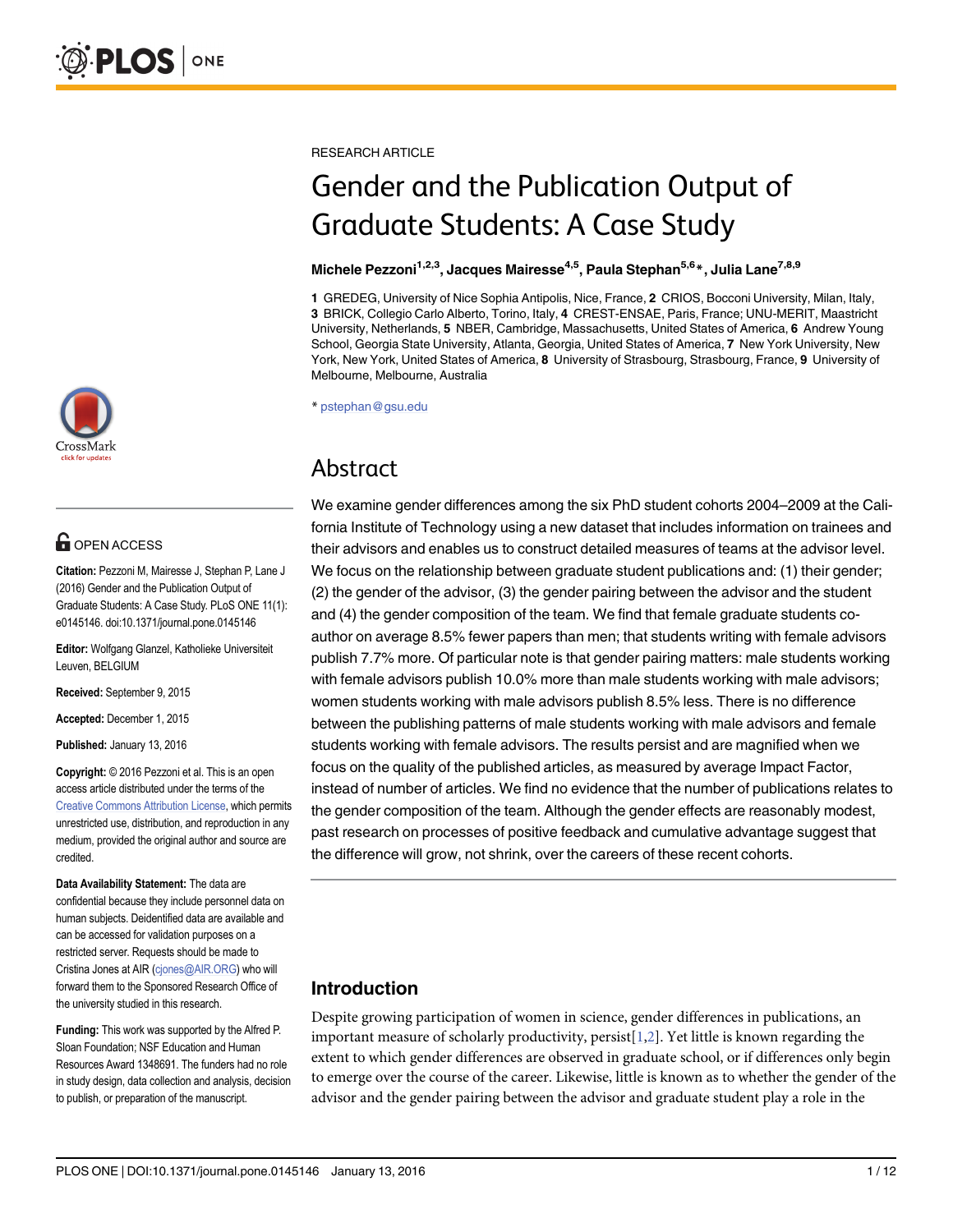RESEARCH ARTICLE

# Gender and the Publication Output of Graduate Students: A Case Study

**Michele Pezzoni[1,2,3], Jacques Mairesse[4,5], Paula Stephan[5,6]*, Julia Lane[7,8,9]**

**1** GREDEG, University of Nice Sophia Antipolis, Nice, France, **2** CRIOS, Bocconi University, Milan, Italy, **3** BRICK, Collegio Carlo Alberto, Torino, Italy, **4** CREST-ENSAE, Paris, France; UNU-MERIT, Maastricht University, Netherlands, **5** NBER, Cambridge, Massachusetts, United States of America, **6** Andrew Young School, Georgia State University, Atlanta, Georgia, United States of America, **7** New York University, New York, New York, United States of America, **8** University of Strasbourg, Strasbourg, France, **9** University of Melbourne, Melbourne, Australia

* pstephan@gsu.edu

OPEN ACCESS

**Citation:** Pezzoni M, Mairesse J, Stephan P, Lane J (2016) Gender and the Publication Output of Graduate Students: A Case Study. PLoS ONE 11(1): e0145146. doi:10.1371/journal.pone.0145146

**Editor:** Wolfgang Glanzel, Katholieke Universiteit Leuven, BELGIUM

**Received:** September 9, 2015

**Accepted:** December 1, 2015

**Published:** January 13, 2016

**Copyright:** © 2016 Pezzoni et al. This is an open access article distributed under the terms of the Creative Commons Attribution License, which permits unrestricted use, distribution, and reproduction in any medium, provided the original author and source are credited.

**Data Availability Statement:** The data are confidential because they include personnel data on human subjects. Deidentified data are available and can be accessed for validation purposes on a restricted server. Requests should be made to Cristina Jones at AIR (cjones@AIR.ORG) who will forward them to the Sponsored Research Office of the university studied in this research.

**Funding:** This work was supported by the Alfred P. Sloan Foundation; NSF Education and Human Resources Award 1348691. The funders had no role in study design, data collection and analysis, decision to publish, or preparation of the manuscript.

## Abstract

We examine gender differences among the six PhD student cohorts 2004–2009 at the California Institute of Technology using a new dataset that includes information on trainees and their advisors and enables us to construct detailed measures of teams at the advisor level. We focus on the relationship between graduate student publications and: (1) their gender; (2) the gender of the advisor, (3) the gender pairing between the advisor and the student and (4) the gender composition of the team. We find that female graduate students coauthor on average 8.5% fewer papers than men; that students writing with female advisors publish 7.7% more. Of particular note is that gender pairing matters: male students working with female advisors publish 10.0% more than male students working with male advisors; women students working with male advisors publish 8.5% less. There is no difference between the publishing patterns of male students working with male advisors and female students working with female advisors. The results persist and are magnified when we focus on the quality of the published articles, as measured by average Impact Factor, instead of number of articles. We find no evidence that the number of publications relates to the gender composition of the team. Although the gender effects are reasonably modest, past research on processes of positive feedback and cumulative advantage suggest that the difference will grow, not shrink, over the careers of these recent cohorts.

## Introduction

Despite growing participation of women in science, gender differences in publications, an important measure of scholarly productivity, persist[1,2]. Yet little is known regarding the extent to which gender differences are observed in graduate school, or if differences only begin to emerge over the course of the career. Likewise, little is known as to whether the gender of the advisor and the gender pairing between the advisor and graduate student play a role in the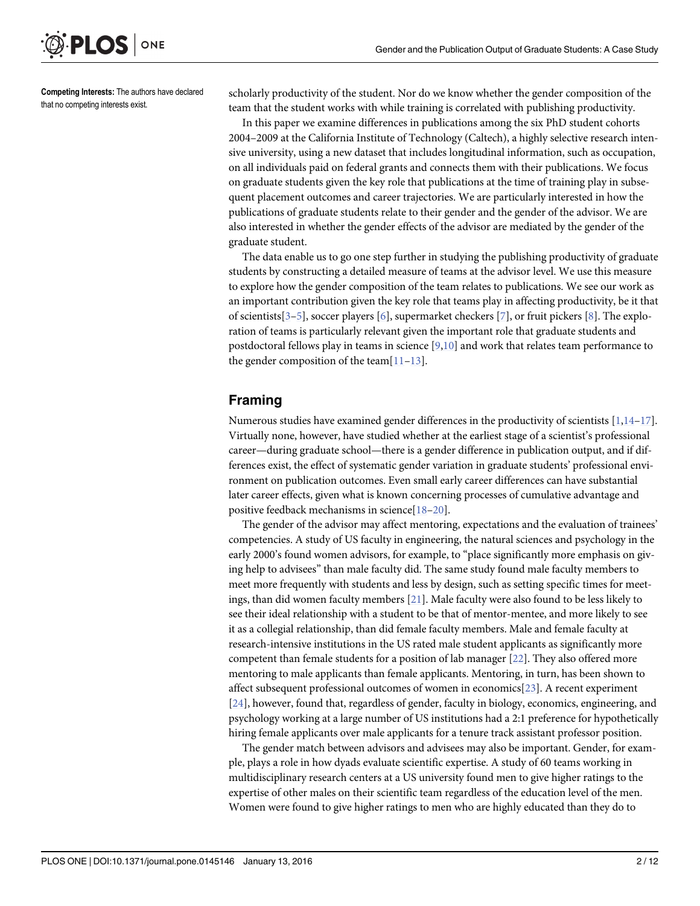**Competing Interests:** The authors have declared that no competing interests exist.

scholarly productivity of the student. Nor do we know whether the gender composition of the team that the student works with while training is correlated with publishing productivity.

In this paper we examine differences in publications among the six PhD student cohorts 2004–2009 at the California Institute of Technology (Caltech), a highly selective research intensive university, using a new dataset that includes longitudinal information, such as occupation, on all individuals paid on federal grants and connects them with their publications. We focus on graduate students given the key role that publications at the time of training play in subsequent placement outcomes and career trajectories. We are particularly interested in how the publications of graduate students relate to their gender and the gender of the advisor. We are also interested in whether the gender effects of the advisor are mediated by the gender of the graduate student.

The data enable us to go one step further in studying the publishing productivity of graduate students by constructing a detailed measure of teams at the advisor level. We use this measure to explore how the gender composition of the team relates to publications. We see our work as an important contribution given the key role that teams play in affecting productivity, be it that of scientists[3–5], soccer players [6], supermarket checkers [7], or fruit pickers [8]. The exploration of teams is particularly relevant given the important role that graduate students and postdoctoral fellows play in teams in science [9,10] and work that relates team performance to the gender composition of the team[11–13].

## Framing

Numerous studies have examined gender differences in the productivity of scientists [1,14–17]. Virtually none, however, have studied whether at the earliest stage of a scientist's professional career—during graduate school—there is a gender difference in publication output, and if differences exist, the effect of systematic gender variation in graduate students' professional environment on publication outcomes. Even small early career differences can have substantial later career effects, given what is known concerning processes of cumulative advantage and positive feedback mechanisms in science[18–20].

The gender of the advisor may affect mentoring, expectations and the evaluation of trainees' competencies. A study of US faculty in engineering, the natural sciences and psychology in the early 2000's found women advisors, for example, to "place significantly more emphasis on giving help to advisees" than male faculty did. The same study found male faculty members to meet more frequently with students and less by design, such as setting specific times for meetings, than did women faculty members [21]. Male faculty were also found to be less likely to see their ideal relationship with a student to be that of mentor-mentee, and more likely to see it as a collegial relationship, than did female faculty members. Male and female faculty at research-intensive institutions in the US rated male student applicants as significantly more competent than female students for a position of lab manager [22]. They also offered more mentoring to male applicants than female applicants. Mentoring, in turn, has been shown to affect subsequent professional outcomes of women in economics[23]. A recent experiment [24], however, found that, regardless of gender, faculty in biology, economics, engineering, and psychology working at a large number of US institutions had a 2:1 preference for hypothetically hiring female applicants over male applicants for a tenure track assistant professor position.

The gender match between advisors and advisees may also be important. Gender, for example, plays a role in how dyads evaluate scientific expertise. A study of 60 teams working in multidisciplinary research centers at a US university found men to give higher ratings to the expertise of other males on their scientific team regardless of the education level of the men. Women were found to give higher ratings to men who are highly educated than they do to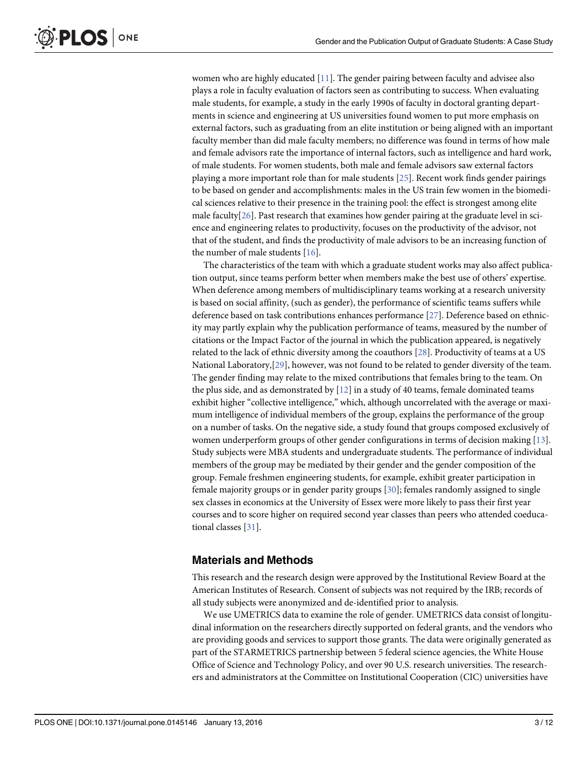women who are highly educated [11]. The gender pairing between faculty and advisee also plays a role in faculty evaluation of factors seen as contributing to success. When evaluating male students, for example, a study in the early 1990s of faculty in doctoral granting departments in science and engineering at US universities found women to put more emphasis on external factors, such as graduating from an elite institution or being aligned with an important faculty member than did male faculty members; no difference was found in terms of how male and female advisors rate the importance of internal factors, such as intelligence and hard work, of male students. For women students, both male and female advisors saw external factors playing a more important role than for male students [25]. Recent work finds gender pairings to be based on gender and accomplishments: males in the US train few women in the biomedical sciences relative to their presence in the training pool: the effect is strongest among elite male faculty[26]. Past research that examines how gender pairing at the graduate level in science and engineering relates to productivity, focuses on the productivity of the advisor, not that of the student, and finds the productivity of male advisors to be an increasing function of the number of male students [16].

The characteristics of the team with which a graduate student works may also affect publication output, since teams perform better when members make the best use of others' expertise. When deference among members of multidisciplinary teams working at a research university is based on social affinity, (such as gender), the performance of scientific teams suffers while deference based on task contributions enhances performance [27]. Deference based on ethnicity may partly explain why the publication performance of teams, measured by the number of citations or the Impact Factor of the journal in which the publication appeared, is negatively related to the lack of ethnic diversity among the coauthors [28]. Productivity of teams at a US National Laboratory,[29], however, was not found to be related to gender diversity of the team. The gender finding may relate to the mixed contributions that females bring to the team. On the plus side, and as demonstrated by [12] in a study of 40 teams, female dominated teams exhibit higher "collective intelligence," which, although uncorrelated with the average or maximum intelligence of individual members of the group, explains the performance of the group on a number of tasks. On the negative side, a study found that groups composed exclusively of women underperform groups of other gender configurations in terms of decision making [13]. Study subjects were MBA students and undergraduate students. The performance of individual members of the group may be mediated by their gender and the gender composition of the group. Female freshmen engineering students, for example, exhibit greater participation in female majority groups or in gender parity groups [30]; females randomly assigned to single sex classes in economics at the University of Essex were more likely to pass their first year courses and to score higher on required second year classes than peers who attended coeducational classes [31].

## Materials and Methods

This research and the research design were approved by the Institutional Review Board at the American Institutes of Research. Consent of subjects was not required by the IRB; records of all study subjects were anonymized and de-identified prior to analysis.

We use UMETRICS data to examine the role of gender. UMETRICS data consist of longitudinal information on the researchers directly supported on federal grants, and the vendors who are providing goods and services to support those grants. The data were originally generated as part of the STARMETRICS partnership between 5 federal science agencies, the White House Office of Science and Technology Policy, and over 90 U.S. research universities. The researchers and administrators at the Committee on Institutional Cooperation (CIC) universities have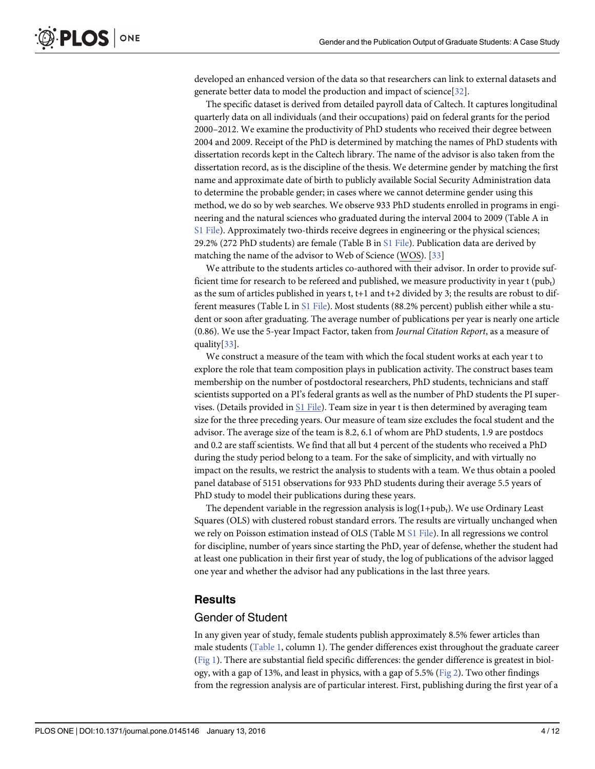developed an enhanced version of the data so that researchers can link to external datasets and generate better data to model the production and impact of science[32].

The specific dataset is derived from detailed payroll data of Caltech. It captures longitudinal quarterly data on all individuals (and their occupations) paid on federal grants for the period 2000–2012. We examine the productivity of PhD students who received their degree between 2004 and 2009. Receipt of the PhD is determined by matching the names of PhD students with dissertation records kept in the Caltech library. The name of the advisor is also taken from the dissertation record, as is the discipline of the thesis. We determine gender by matching the first name and approximate date of birth to publicly available Social Security Administration data to determine the probable gender; in cases where we cannot determine gender using this method, we do so by web searches. We observe 933 PhD students enrolled in programs in engineering and the natural sciences who graduated during the interval 2004 to 2009 (Table A in S1 File). Approximately two-thirds receive degrees in engineering or the physical sciences; 29.2% (272 PhD students) are female (Table B in S1 File). Publication data are derived by matching the name of the advisor to Web of Science (WOS). [33]

We attribute to the students articles co-authored with their advisor. In order to provide sufficient time for research to be refereed and published, we measure productivity in year t ($pub_t$) as the sum of articles published in years t, t+1 and t+2 divided by 3; the results are robust to different measures (Table L in S1 File). Most students (88.2% percent) publish either while a student or soon after graduating. The average number of publications per year is nearly one article (0.86). We use the 5-year Impact Factor, taken from *Journal Citation Report*, as a measure of quality[33].

We construct a measure of the team with which the focal student works at each year t to explore the role that team composition plays in publication activity. The construct bases team membership on the number of postdoctoral researchers, PhD students, technicians and staff scientists supported on a PI's federal grants as well as the number of PhD students the PI supervises. (Details provided in S1 File). Team size in year t is then determined by averaging team size for the three preceding years. Our measure of team size excludes the focal student and the advisor. The average size of the team is 8.2, 6.1 of whom are PhD students, 1.9 are postdocs and 0.2 are staff scientists. We find that all but 4 percent of the students who received a PhD during the study period belong to a team. For the sake of simplicity, and with virtually no impact on the results, we restrict the analysis to students with a team. We thus obtain a pooled panel database of 5151 observations for 933 PhD students during their average 5.5 years of PhD study to model their publications during these years.

The dependent variable in the regression analysis is $\log(1{+}pub_t)$. We use Ordinary Least Squares (OLS) with clustered robust standard errors. The results are virtually unchanged when we rely on Poisson estimation instead of OLS (Table M S1 File). In all regressions we control for discipline, number of years since starting the PhD, year of defense, whether the student had at least one publication in their first year of study, the log of publications of the advisor lagged one year and whether the advisor had any publications in the last three years.

## Results

### Gender of Student

In any given year of study, female students publish approximately 8.5% fewer articles than male students (Table 1, column 1). The gender differences exist throughout the graduate career (Fig 1). There are substantial field specific differences: the gender difference is greatest in biology, with a gap of 13%, and least in physics, with a gap of 5.5% (Fig 2). Two other findings from the regression analysis are of particular interest. First, publishing during the first year of a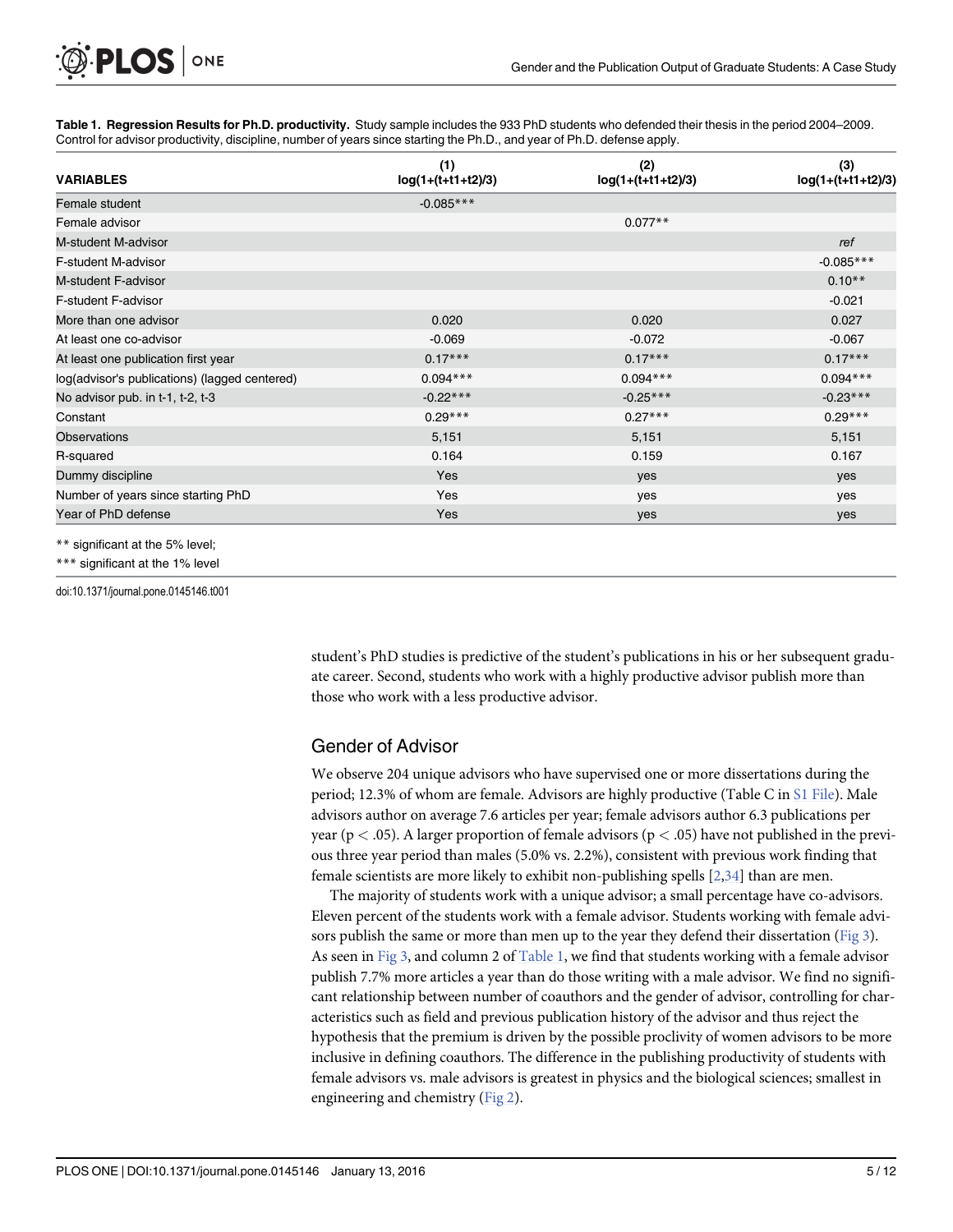**Table 1. Regression Results for Ph.D. productivity.** Study sample includes the 933 PhD students who defended their thesis in the period 2004–2009. Control for advisor productivity, discipline, number of years since starting the Ph.D., and year of Ph.D. defense apply.

| VARIABLES | (1) log(1+(t+t1+t2)/3) | (2) log(1+(t+t1+t2)/3) | (3) log(1+(t+t1+t2)/3) |
|---|---|---|---|
| Female student | -0.085*** | | |
| Female advisor | | 0.077** | |
| M-student M-advisor | | | *ref* |
| F-student M-advisor | | | -0.085*** |
| M-student F-advisor | | | 0.10** |
| F-student F-advisor | | | -0.021 |
| More than one advisor | 0.020 | 0.020 | 0.027 |
| At least one co-advisor | -0.069 | -0.072 | -0.067 |
| At least one publication first year | 0.17*** | 0.17*** | 0.17*** |
| log(advisor's publications) (lagged centered) | 0.094*** | 0.094*** | 0.094*** |
| No advisor pub. in t-1, t-2, t-3 | -0.22*** | -0.25*** | -0.23*** |
| Constant | 0.29*** | 0.27*** | 0.29*** |
| Observations | 5,151 | 5,151 | 5,151 |
| R-squared | 0.164 | 0.159 | 0.167 |
| Dummy discipline | Yes | yes | yes |
| Number of years since starting PhD | Yes | yes | yes |
| Year of PhD defense | Yes | yes | yes |

** significant at the 5% level;

*** significant at the 1% level

doi:10.1371/journal.pone.0145146.t001

student's PhD studies is predictive of the student's publications in his or her subsequent graduate career. Second, students who work with a highly productive advisor publish more than those who work with a less productive advisor.

## Gender of Advisor

We observe 204 unique advisors who have supervised one or more dissertations during the period; 12.3% of whom are female. Advisors are highly productive (Table C in S1 File). Male advisors author on average 7.6 articles per year; female advisors author 6.3 publications per year ($p < .05$). A larger proportion of female advisors ($p < .05$) have not published in the previous three year period than males (5.0% vs. 2.2%), consistent with previous work finding that female scientists are more likely to exhibit non-publishing spells [2,34] than are men.

The majority of students work with a unique advisor; a small percentage have co-advisors. Eleven percent of the students work with a female advisor. Students working with female advisors publish the same or more than men up to the year they defend their dissertation (Fig 3). As seen in Fig 3, and column 2 of Table 1, we find that students working with a female advisor publish 7.7% more articles a year than do those writing with a male advisor. We find no significant relationship between number of coauthors and the gender of advisor, controlling for characteristics such as field and previous publication history of the advisor and thus reject the hypothesis that the premium is driven by the possible proclivity of women advisors to be more inclusive in defining coauthors. The difference in the publishing productivity of students with female advisors vs. male advisors is greatest in physics and the biological sciences; smallest in engineering and chemistry (Fig 2).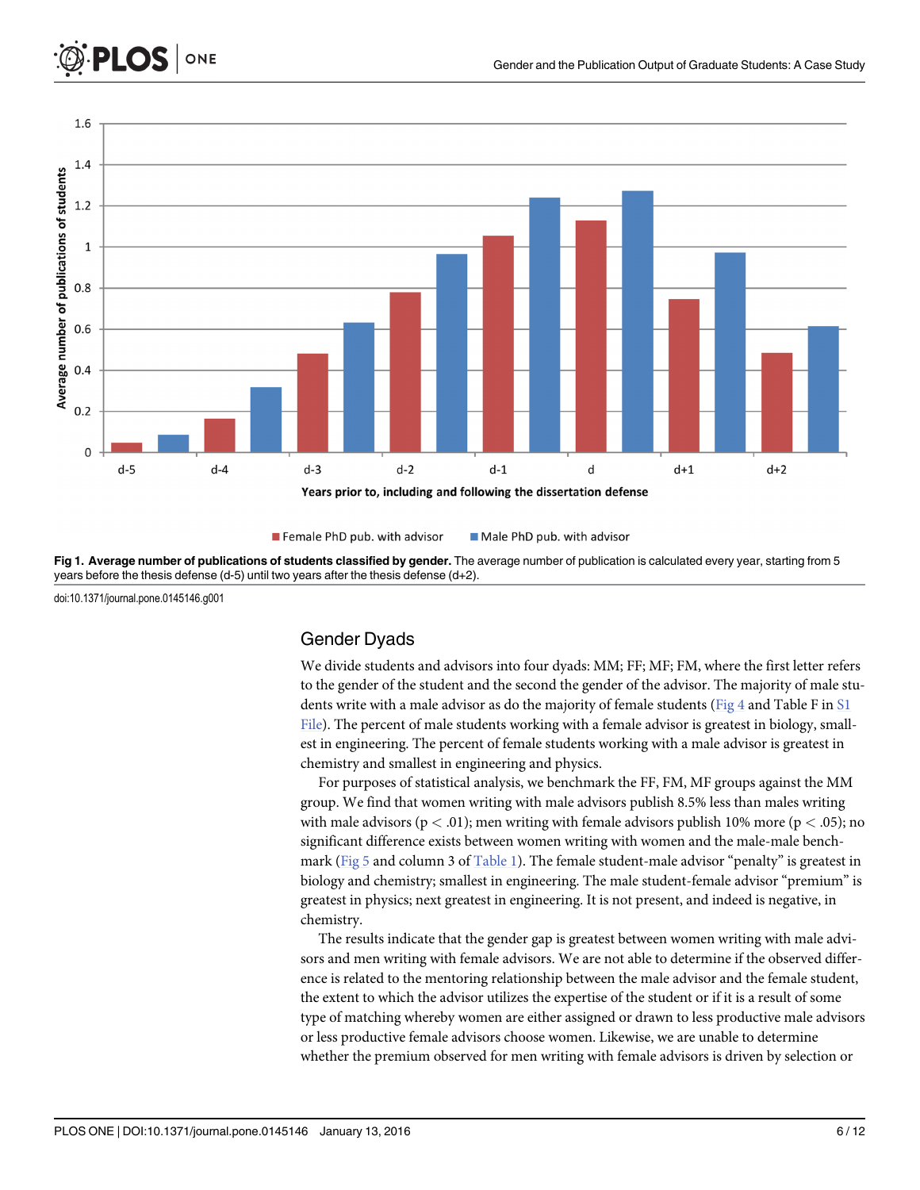Fig 1. **Average number of publications of students classified by gender.** The average number of publication is calculated every year, starting from 5 years before the thesis defense (d-5) until two years after the thesis defense (d+2).

doi:10.1371/journal.pone.0145146.g001

## Gender Dyads

We divide students and advisors into four dyads: MM; FF; MF; FM, where the first letter refers to the gender of the student and the second the gender of the advisor. The majority of male students write with a male advisor as do the majority of female students (Fig 4 and Table F in S1 File). The percent of male students working with a female advisor is greatest in biology, smallest in engineering. The percent of female students working with a male advisor is greatest in chemistry and smallest in engineering and physics.

For purposes of statistical analysis, we benchmark the FF, FM, MF groups against the MM group. We find that women writing with male advisors publish 8.5% less than males writing with male advisors ($p < .01$); men writing with female advisors publish 10% more ($p < .05$); no significant difference exists between women writing with women and the male-male benchmark (Fig 5 and column 3 of Table 1). The female student-male advisor "penalty" is greatest in biology and chemistry; smallest in engineering. The male student-female advisor "premium" is greatest in physics; next greatest in engineering. It is not present, and indeed is negative, in chemistry.

The results indicate that the gender gap is greatest between women writing with male advisors and men writing with female advisors. We are not able to determine if the observed difference is related to the mentoring relationship between the male advisor and the female student, the extent to which the advisor utilizes the expertise of the student or if it is a result of some type of matching whereby women are either assigned or drawn to less productive male advisors or less productive female advisors choose women. Likewise, we are unable to determine whether the premium observed for men writing with female advisors is driven by selection or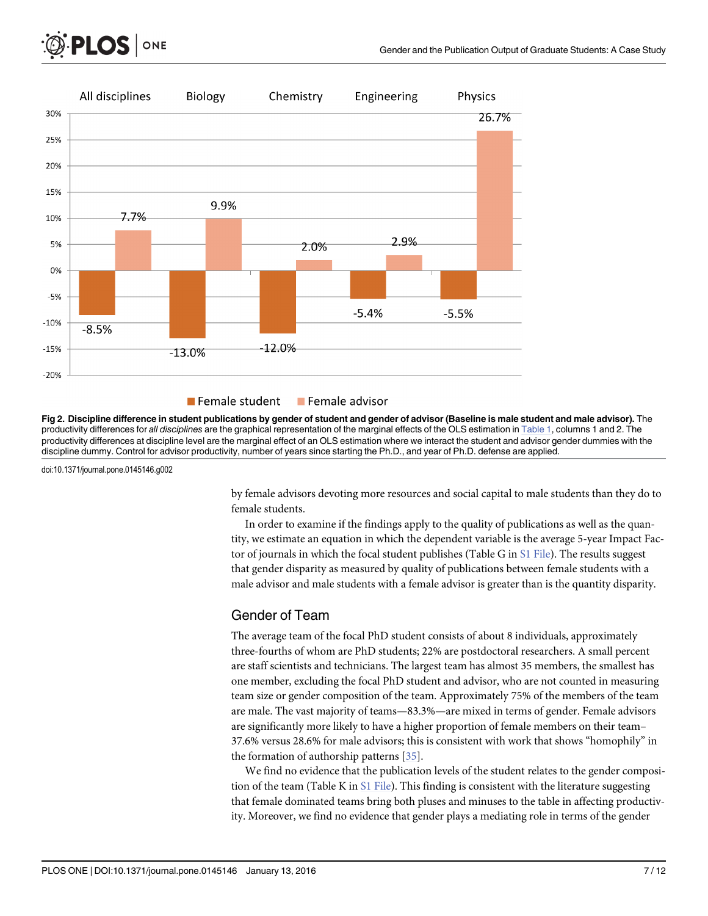**Fig 2. Discipline difference in student publications by gender of student and gender of advisor (Baseline is male student and male advisor).** The productivity differences for *all disciplines* are the graphical representation of the marginal effects of the OLS estimation in Table 1, columns 1 and 2. The productivity differences at discipline level are the marginal effect of an OLS estimation where we interact the student and advisor gender dummies with the discipline dummy. Control for advisor productivity, number of years since starting the Ph.D., and year of Ph.D. defense are applied.

doi:10.1371/journal.pone.0145146.g002

by female advisors devoting more resources and social capital to male students than they do to female students.

In order to examine if the findings apply to the quality of publications as well as the quantity, we estimate an equation in which the dependent variable is the average 5-year Impact Factor of journals in which the focal student publishes (Table G in S1 File). The results suggest that gender disparity as measured by quality of publications between female students with a male advisor and male students with a female advisor is greater than is the quantity disparity.

## Gender of Team

The average team of the focal PhD student consists of about 8 individuals, approximately three-fourths of whom are PhD students; 22% are postdoctoral researchers. A small percent are staff scientists and technicians. The largest team has almost 35 members, the smallest has one member, excluding the focal PhD student and advisor, who are not counted in measuring team size or gender composition of the team. Approximately 75% of the members of the team are male. The vast majority of teams—83.3%—are mixed in terms of gender. Female advisors are significantly more likely to have a higher proportion of female members on their team–37.6% versus 28.6% for male advisors; this is consistent with work that shows "homophily" in the formation of authorship patterns [35].

We find no evidence that the publication levels of the student relates to the gender composition of the team (Table K in S1 File). This finding is consistent with the literature suggesting that female dominated teams bring both pluses and minuses to the table in affecting productivity. Moreover, we find no evidence that gender plays a mediating role in terms of the gender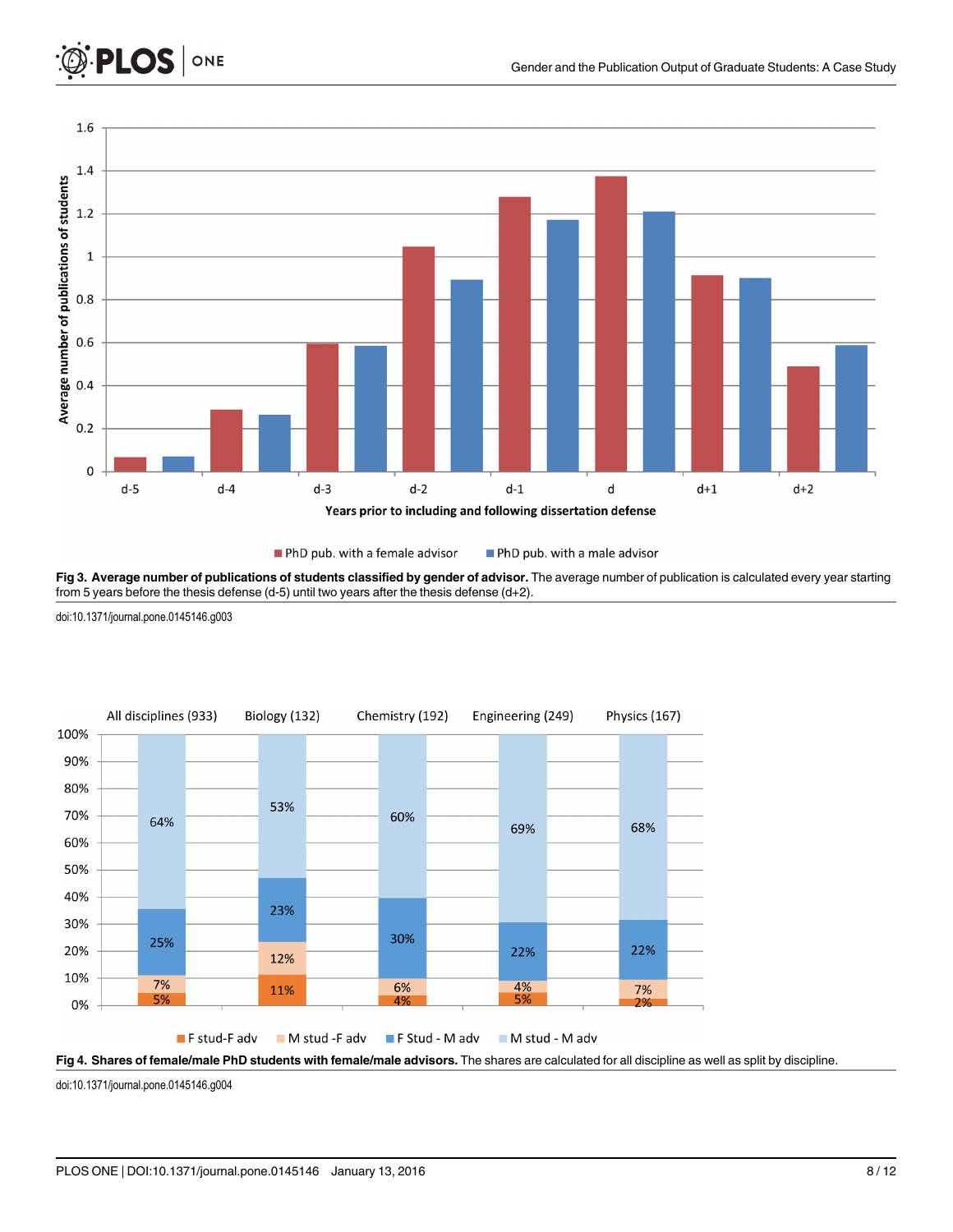**Fig 3. Average number of publications of students classified by gender of advisor.** The average number of publication is calculated every year starting from 5 years before the thesis defense (d-5) until two years after the thesis defense (d+2).

doi:10.1371/journal.pone.0145146.g003

**Fig 4. Shares of female/male PhD students with female/male advisors.** The shares are calculated for all discipline as well as split by discipline.

doi:10.1371/journal.pone.0145146.g004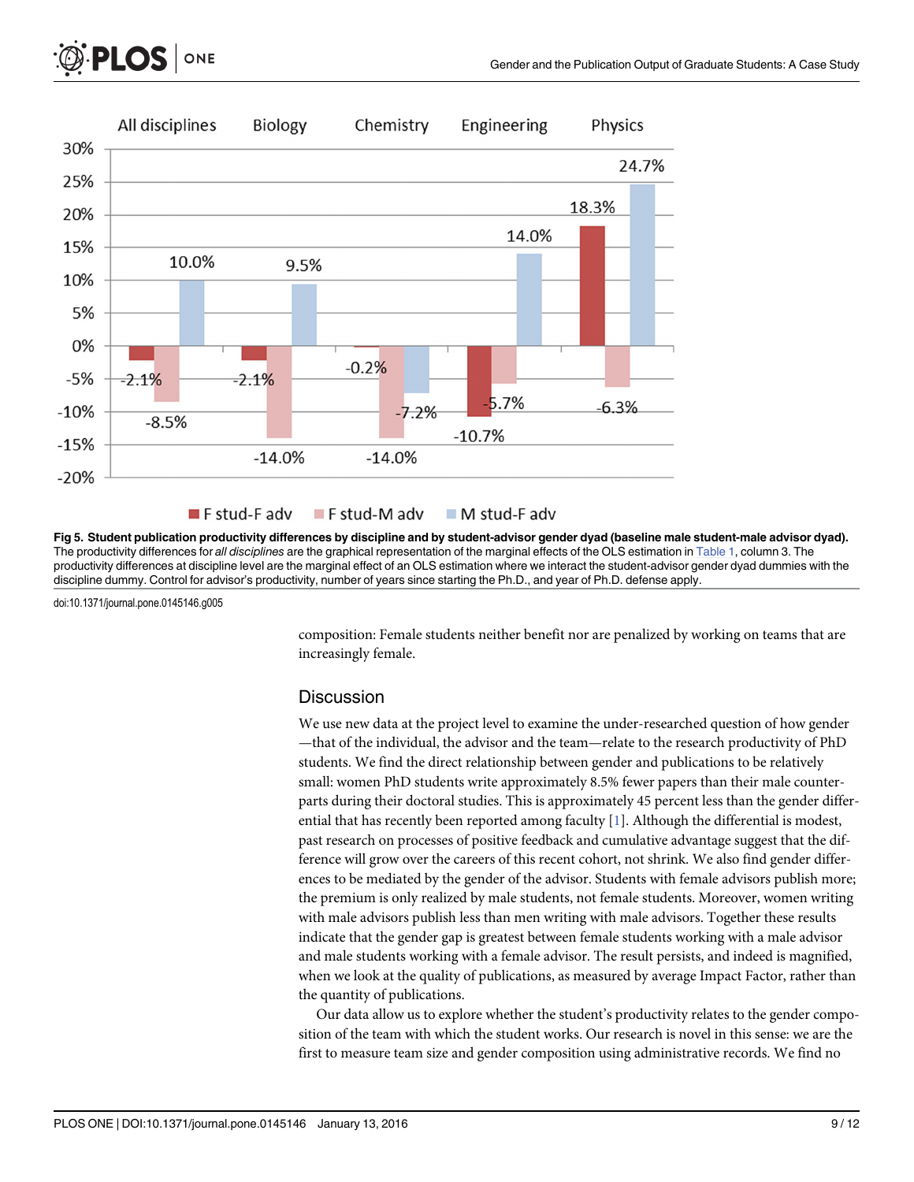**Fig 5. Student publication productivity differences by discipline and by student-advisor gender dyad (baseline male student-male advisor dyad).** The productivity differences for *all disciplines* are the graphical representation of the marginal effects of the OLS estimation in Table 1, column 3. The productivity differences at discipline level are the marginal effect of an OLS estimation where we interact the student-advisor gender dyad dummies with the discipline dummy. Control for advisor's productivity, number of years since starting the Ph.D., and year of Ph.D. defense apply.

doi:10.1371/journal.pone.0145146.g005

composition: Female students neither benefit nor are penalized by working on teams that are increasingly female.

## Discussion

We use new data at the project level to examine the under-researched question of how gender —that of the individual, the advisor and the team—relate to the research productivity of PhD students. We find the direct relationship between gender and publications to be relatively small: women PhD students write approximately 8.5% fewer papers than their male counterparts during their doctoral studies. This is approximately 45 percent less than the gender differential that has recently been reported among faculty [1]. Although the differential is modest, past research on processes of positive feedback and cumulative advantage suggest that the difference will grow over the careers of this recent cohort, not shrink. We also find gender differences to be mediated by the gender of the advisor. Students with female advisors publish more; the premium is only realized by male students, not female students. Moreover, women writing with male advisors publish less than men writing with male advisors. Together these results indicate that the gender gap is greatest between female students working with a male advisor and male students working with a female advisor. The result persists, and indeed is magnified, when we look at the quality of publications, as measured by average Impact Factor, rather than the quantity of publications.

Our data allow us to explore whether the student's productivity relates to the gender composition of the team with which the student works. Our research is novel in this sense: we are the first to measure team size and gender composition using administrative records. We find no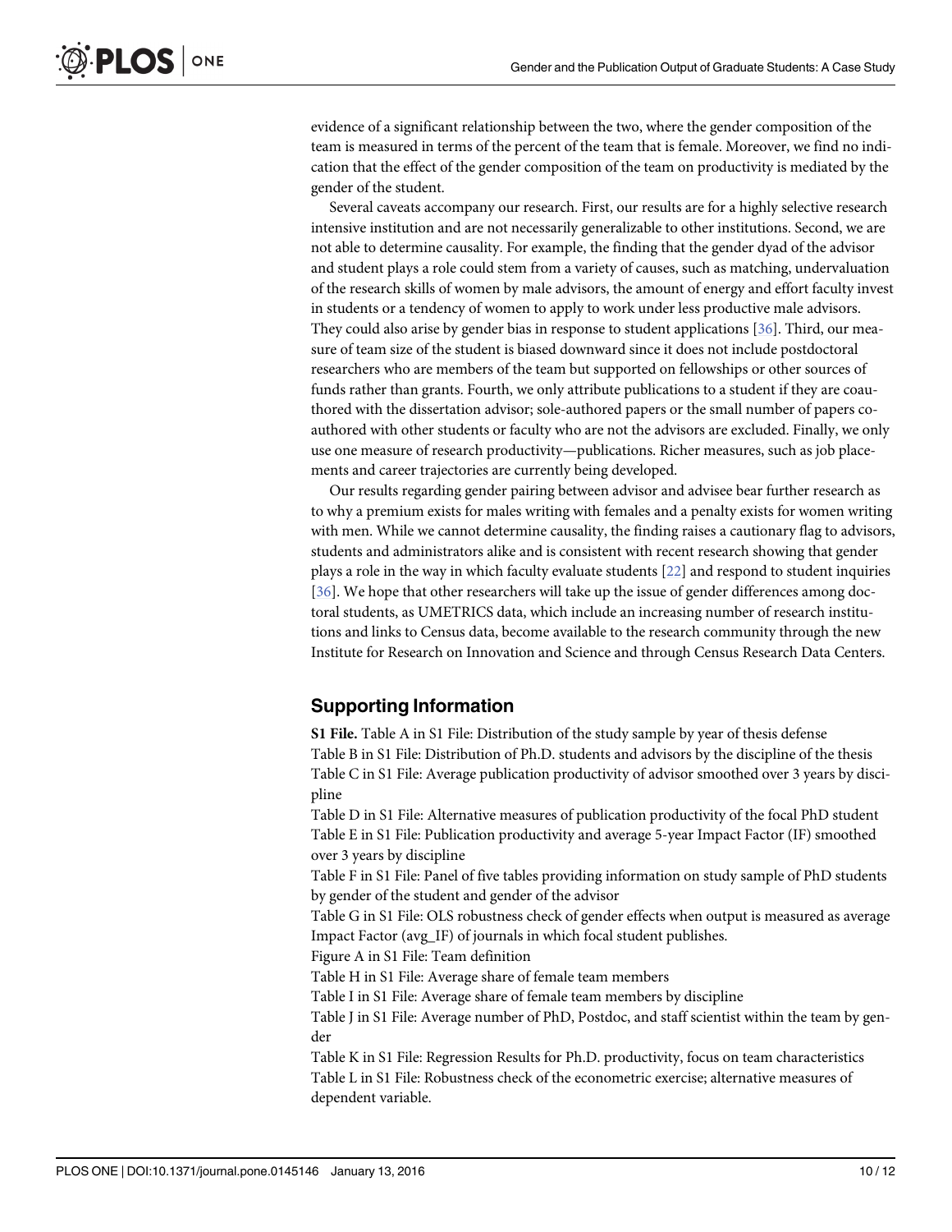evidence of a significant relationship between the two, where the gender composition of the team is measured in terms of the percent of the team that is female. Moreover, we find no indication that the effect of the gender composition of the team on productivity is mediated by the gender of the student.

Several caveats accompany our research. First, our results are for a highly selective research intensive institution and are not necessarily generalizable to other institutions. Second, we are not able to determine causality. For example, the finding that the gender dyad of the advisor and student plays a role could stem from a variety of causes, such as matching, undervaluation of the research skills of women by male advisors, the amount of energy and effort faculty invest in students or a tendency of women to apply to work under less productive male advisors. They could also arise by gender bias in response to student applications [36]. Third, our measure of team size of the student is biased downward since it does not include postdoctoral researchers who are members of the team but supported on fellowships or other sources of funds rather than grants. Fourth, we only attribute publications to a student if they are coauthored with the dissertation advisor; sole-authored papers or the small number of papers coauthored with other students or faculty who are not the advisors are excluded. Finally, we only use one measure of research productivity—publications. Richer measures, such as job placements and career trajectories are currently being developed.

Our results regarding gender pairing between advisor and advisee bear further research as to why a premium exists for males writing with females and a penalty exists for women writing with men. While we cannot determine causality, the finding raises a cautionary flag to advisors, students and administrators alike and is consistent with recent research showing that gender plays a role in the way in which faculty evaluate students [22] and respond to student inquiries [36]. We hope that other researchers will take up the issue of gender differences among doctoral students, as UMETRICS data, which include an increasing number of research institutions and links to Census data, become available to the research community through the new Institute for Research on Innovation and Science and through Census Research Data Centers.

## Supporting Information

**S1 File.** Table A in S1 File: Distribution of the study sample by year of thesis defense
Table B in S1 File: Distribution of Ph.D. students and advisors by the discipline of the thesis
Table C in S1 File: Average publication productivity of advisor smoothed over 3 years by discipline
Table D in S1 File: Alternative measures of publication productivity of the focal PhD student
Table E in S1 File: Publication productivity and average 5-year Impact Factor (IF) smoothed over 3 years by discipline
Table F in S1 File: Panel of five tables providing information on study sample of PhD students by gender of the student and gender of the advisor
Table G in S1 File: OLS robustness check of gender effects when output is measured as average Impact Factor (avg_IF) of journals in which focal student publishes.
Figure A in S1 File: Team definition
Table H in S1 File: Average share of female team members
Table I in S1 File: Average share of female team members by discipline
Table J in S1 File: Average number of PhD, Postdoc, and staff scientist within the team by gender
Table K in S1 File: Regression Results for Ph.D. productivity, focus on team characteristics
Table L in S1 File: Robustness check of the econometric exercise; alternative measures of dependent variable.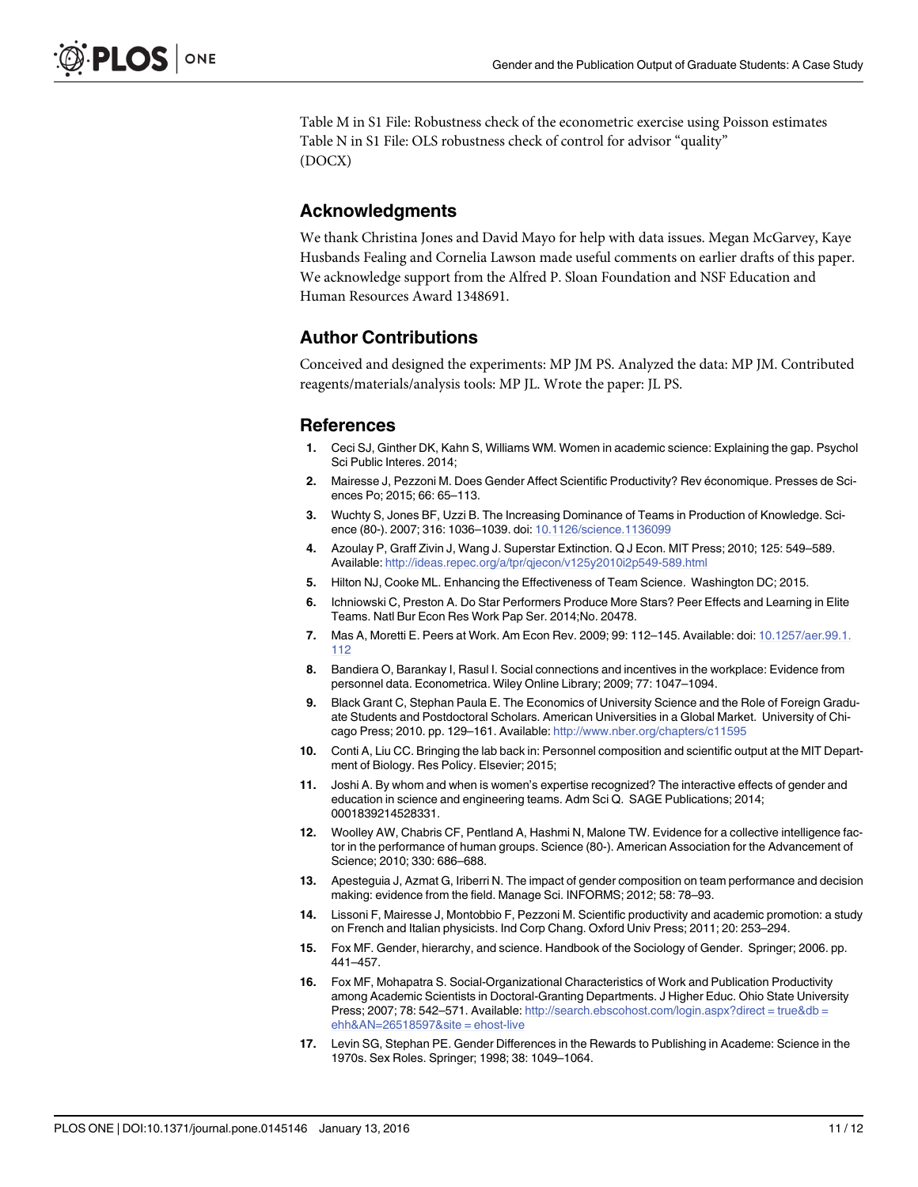Table M in S1 File: Robustness check of the econometric exercise using Poisson estimates
Table N in S1 File: OLS robustness check of control for advisor "quality"
(DOCX)

## Acknowledgments

We thank Christina Jones and David Mayo for help with data issues. Megan McGarvey, Kaye Husbands Fealing and Cornelia Lawson made useful comments on earlier drafts of this paper. We acknowledge support from the Alfred P. Sloan Foundation and NSF Education and Human Resources Award 1348691.

## Author Contributions

Conceived and designed the experiments: MP JM PS. Analyzed the data: MP JM. Contributed reagents/materials/analysis tools: MP JL. Wrote the paper: JL PS.

## References

1. Ceci SJ, Ginther DK, Kahn S, Williams WM. Women in academic science: Explaining the gap. Psychol Sci Public Interes. 2014;
2. Mairesse J, Pezzoni M. Does Gender Affect Scientific Productivity? Rev économique. Presses de Sciences Po; 2015; 66: 65–113.
3. Wuchty S, Jones BF, Uzzi B. The Increasing Dominance of Teams in Production of Knowledge. Science (80-). 2007; 316: 1036–1039. doi: 10.1126/science.1136099
4. Azoulay P, Graff Zivin J, Wang J. Superstar Extinction. Q J Econ. MIT Press; 2010; 125: 549–589. Available: http://ideas.repec.org/a/tpr/qjecon/v125y2010i2p549-589.html
5. Hilton NJ, Cooke ML. Enhancing the Effectiveness of Team Science. Washington DC; 2015.
6. Ichniowski C, Preston A. Do Star Performers Produce More Stars? Peer Effects and Learning in Elite Teams. Natl Bur Econ Res Work Pap Ser. 2014;No. 20478.
7. Mas A, Moretti E. Peers at Work. Am Econ Rev. 2009; 99: 112–145. Available: doi: 10.1257/aer.99.1.112
8. Bandiera O, Barankay I, Rasul I. Social connections and incentives in the workplace: Evidence from personnel data. Econometrica. Wiley Online Library; 2009; 77: 1047–1094.
9. Black Grant C, Stephan Paula E. The Economics of University Science and the Role of Foreign Graduate Students and Postdoctoral Scholars. American Universities in a Global Market. University of Chicago Press; 2010. pp. 129–161. Available: http://www.nber.org/chapters/c11595
10. Conti A, Liu CC. Bringing the lab back in: Personnel composition and scientific output at the MIT Department of Biology. Res Policy. Elsevier; 2015;
11. Joshi A. By whom and when is women's expertise recognized? The interactive effects of gender and education in science and engineering teams. Adm Sci Q. SAGE Publications; 2014; 0001839214528331.
12. Woolley AW, Chabris CF, Pentland A, Hashmi N, Malone TW. Evidence for a collective intelligence factor in the performance of human groups. Science (80-). American Association for the Advancement of Science; 2010; 330: 686–688.
13. Apesteguia J, Azmat G, Iriberri N. The impact of gender composition on team performance and decision making: evidence from the field. Manage Sci. INFORMS; 2012; 58: 78–93.
14. Lissoni F, Mairesse J, Montobbio F, Pezzoni M. Scientific productivity and academic promotion: a study on French and Italian physicists. Ind Corp Chang. Oxford Univ Press; 2011; 20: 253–294.
15. Fox MF. Gender, hierarchy, and science. Handbook of the Sociology of Gender. Springer; 2006. pp. 441–457.
16. Fox MF, Mohapatra S. Social-Organizational Characteristics of Work and Publication Productivity among Academic Scientists in Doctoral-Granting Departments. J Higher Educ. Ohio State University Press; 2007; 78: 542–571. Available: http://search.ebscohost.com/login.aspx?direct = true&db = ehh&AN=26518597&site = ehost-live
17. Levin SG, Stephan PE. Gender Differences in the Rewards to Publishing in Academe: Science in the 1970s. Sex Roles. Springer; 1998; 38: 1049–1064.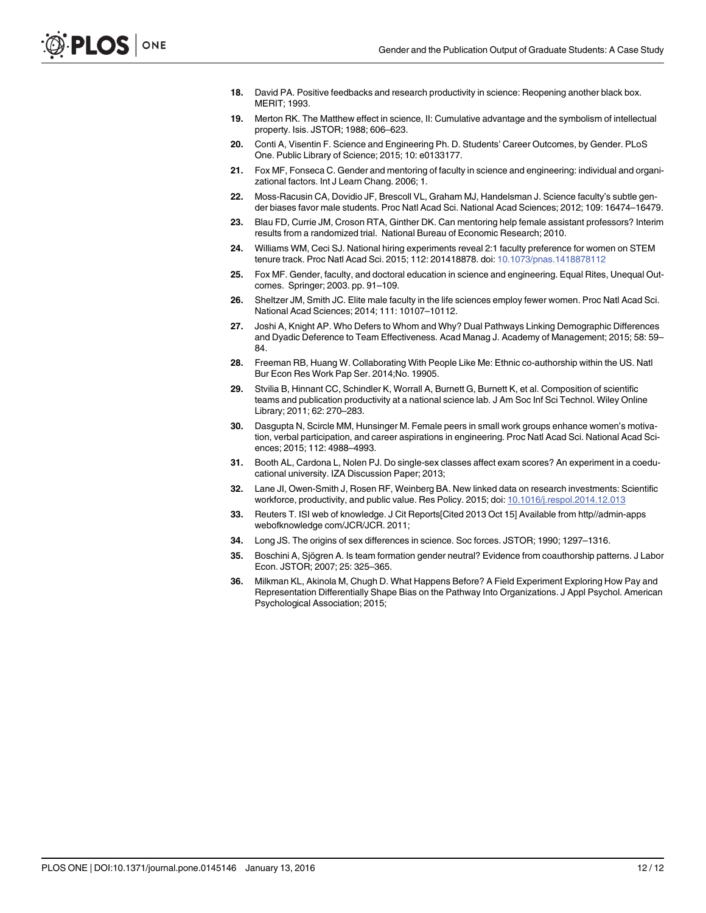18. David PA. Positive feedbacks and research productivity in science: Reopening another black box. MERIT; 1993.
19. Merton RK. The Matthew effect in science, II: Cumulative advantage and the symbolism of intellectual property. Isis. JSTOR; 1988; 606–623.
20. Conti A, Visentin F. Science and Engineering Ph. D. Students' Career Outcomes, by Gender. PLoS One. Public Library of Science; 2015; 10: e0133177.
21. Fox MF, Fonseca C. Gender and mentoring of faculty in science and engineering: individual and organizational factors. Int J Learn Chang. 2006; 1.
22. Moss-Racusin CA, Dovidio JF, Brescoll VL, Graham MJ, Handelsman J. Science faculty's subtle gender biases favor male students. Proc Natl Acad Sci. National Acad Sciences; 2012; 109: 16474–16479.
23. Blau FD, Currie JM, Croson RTA, Ginther DK. Can mentoring help female assistant professors? Interim results from a randomized trial. National Bureau of Economic Research; 2010.
24. Williams WM, Ceci SJ. National hiring experiments reveal 2:1 faculty preference for women on STEM tenure track. Proc Natl Acad Sci. 2015; 112: 201418878. doi: 10.1073/pnas.1418878112
25. Fox MF. Gender, faculty, and doctoral education in science and engineering. Equal Rites, Unequal Outcomes. Springer; 2003. pp. 91–109.
26. Sheltzer JM, Smith JC. Elite male faculty in the life sciences employ fewer women. Proc Natl Acad Sci. National Acad Sciences; 2014; 111: 10107–10112.
27. Joshi A, Knight AP. Who Defers to Whom and Why? Dual Pathways Linking Demographic Differences and Dyadic Deference to Team Effectiveness. Acad Manag J. Academy of Management; 2015; 58: 59–84.
28. Freeman RB, Huang W. Collaborating With People Like Me: Ethnic co-authorship within the US. Natl Bur Econ Res Work Pap Ser. 2014;No. 19905.
29. Stvilia B, Hinnant CC, Schindler K, Worrall A, Burnett G, Burnett K, et al. Composition of scientific teams and publication productivity at a national science lab. J Am Soc Inf Sci Technol. Wiley Online Library; 2011; 62: 270–283.
30. Dasgupta N, Scircle MM, Hunsinger M. Female peers in small work groups enhance women's motivation, verbal participation, and career aspirations in engineering. Proc Natl Acad Sci. National Acad Sciences; 2015; 112: 4988–4993.
31. Booth AL, Cardona L, Nolen PJ. Do single-sex classes affect exam scores? An experiment in a coeducational university. IZA Discussion Paper; 2013;
32. Lane JI, Owen-Smith J, Rosen RF, Weinberg BA. New linked data on research investments: Scientific workforce, productivity, and public value. Res Policy. 2015; doi: 10.1016/j.respol.2014.12.013
33. Reuters T. ISI web of knowledge. J Cit Reports[Cited 2013 Oct 15] Available from http//admin-apps webofknowledge com/JCR/JCR. 2011;
34. Long JS. The origins of sex differences in science. Soc forces. JSTOR; 1990; 1297–1316.
35. Boschini A, Sjögren A. Is team formation gender neutral? Evidence from coauthorship patterns. J Labor Econ. JSTOR; 2007; 25: 325–365.
36. Milkman KL, Akinola M, Chugh D. What Happens Before? A Field Experiment Exploring How Pay and Representation Differentially Shape Bias on the Pathway Into Organizations. J Appl Psychol. American Psychological Association; 2015;